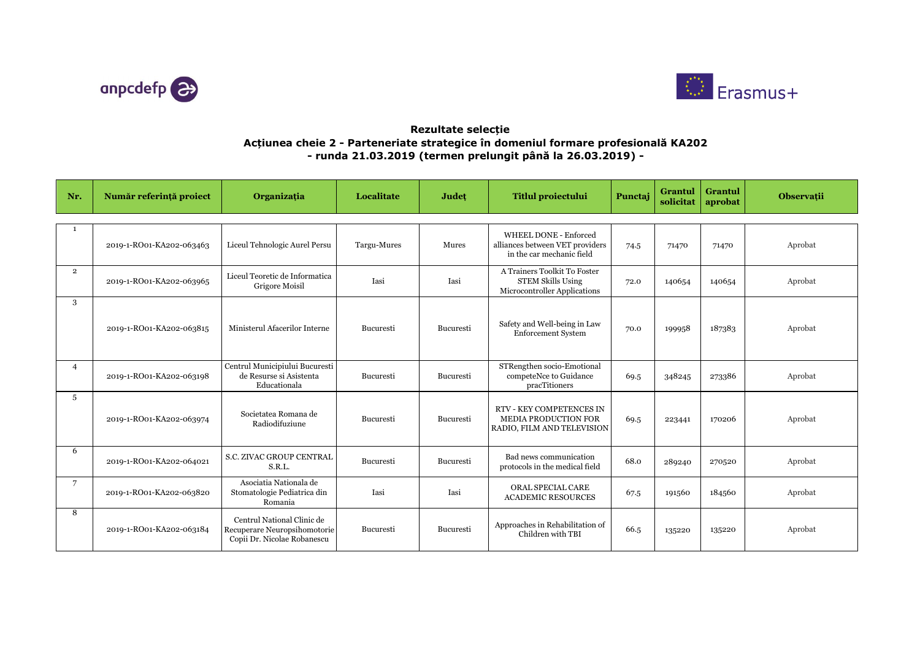anpcdefp

Erasmus+

**Rezultate selecție**
**Acțiunea cheie 2 - Parteneriate strategice în domeniul formare profesională KA202**
**- runda 21.03.2019 (termen prelungit până la 26.03.2019) -**

| Nr. | Număr referință proiect | Organizația | Localitate | Județ | Titlul proiectului | Punctaj | Grantul solicitat | Grantul aprobat | Observații |
|---|---|---|---|---|---|---|---|---|---|
| 1 | 2019-1-RO01-KA202-063463 | Liceul Tehnologic Aurel Persu | Targu-Mures | Mures | WHEEL DONE - Enforced alliances between VET providers in the car mechanic field | 74.5 | 71470 | 71470 | Aprobat |
| 2 | 2019-1-RO01-KA202-063965 | Liceul Teoretic de Informatica Grigore Moisil | Iasi | Iasi | A Trainers Toolkit To Foster STEM Skills Using Microcontroller Applications | 72.0 | 140654 | 140654 | Aprobat |
| 3 | 2019-1-RO01-KA202-063815 | Ministerul Afacerilor Interne | Bucuresti | Bucuresti | Safety and Well-being in Law Enforcement System | 70.0 | 199958 | 187383 | Aprobat |
| 4 | 2019-1-RO01-KA202-063198 | Centrul Municipiului Bucuresti de Resurse si Asistenta Educationala | Bucuresti | Bucuresti | STRengthen socio-Emotional competeNce to Guidance pracTitioners | 69.5 | 348245 | 273386 | Aprobat |
| 5 | 2019-1-RO01-KA202-063974 | Societatea Romana de Radiodifuziune | Bucuresti | Bucuresti | RTV - KEY COMPETENCES IN MEDIA PRODUCTION FOR RADIO, FILM AND TELEVISION | 69.5 | 223441 | 170206 | Aprobat |
| 6 | 2019-1-RO01-KA202-064021 | S.C. ZIVAC GROUP CENTRAL S.R.L. | Bucuresti | Bucuresti | Bad news communication protocols in the medical field | 68.0 | 289240 | 270520 | Aprobat |
| 7 | 2019-1-RO01-KA202-063820 | Asociatia Nationala de Stomatologie Pediatrica din Romania | Iasi | Iasi | ORAL SPECIAL CARE ACADEMIC RESOURCES | 67.5 | 191560 | 184560 | Aprobat |
| 8 | 2019-1-RO01-KA202-063184 | Centrul National Clinic de Recuperare Neuropsihomotorie Copii Dr. Nicolae Robanescu | Bucuresti | Bucuresti | Approaches in Rehabilitation of Children with TBI | 66.5 | 135220 | 135220 | Aprobat |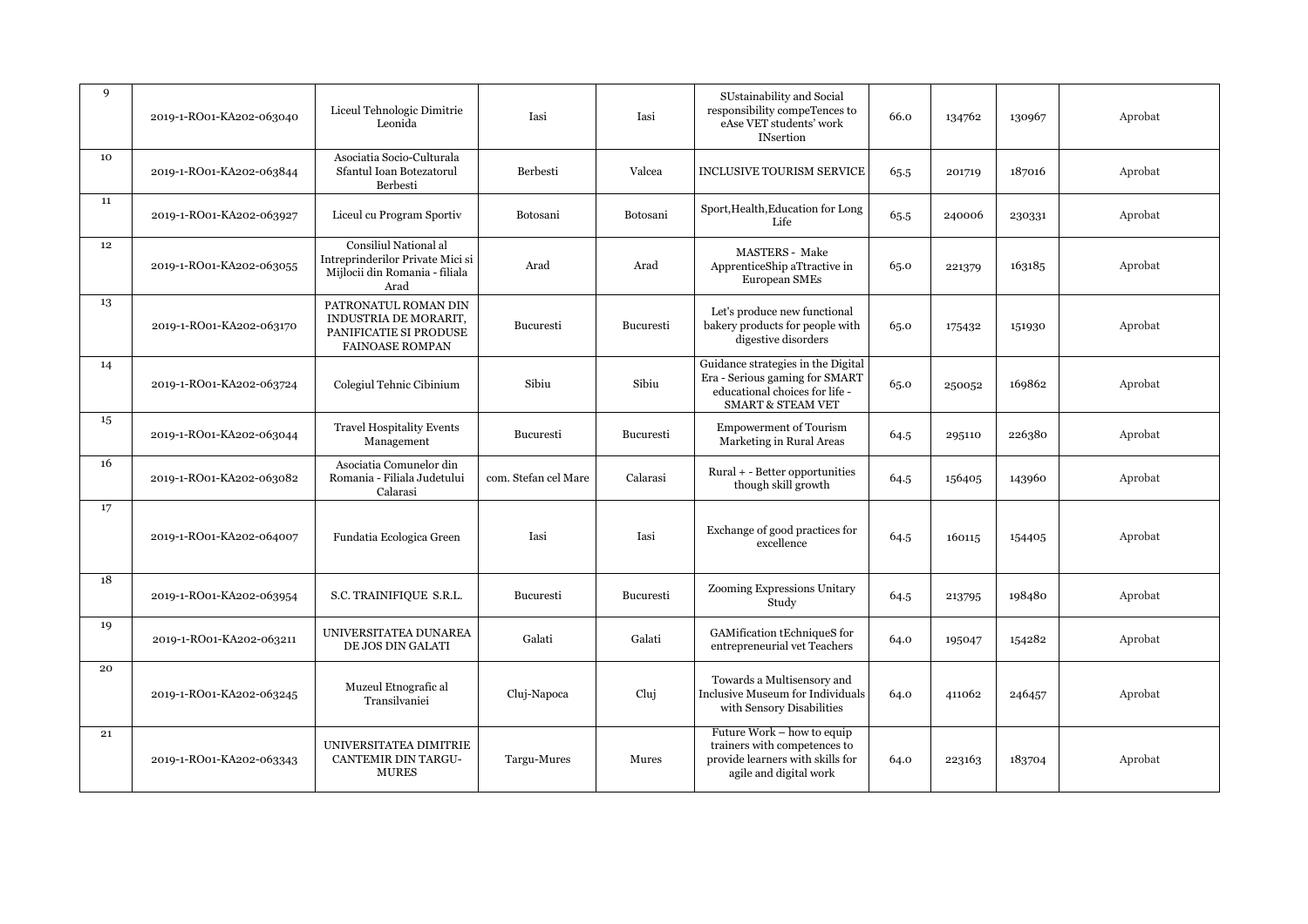| 9 | 2019-1-RO01-KA202-063040 | Liceul Tehnologic Dimitrie Leonida | Iasi | Iasi | SUstainability and Social responsibility compeTences to eAse VET students' work INsertion | 66.0 | 134762 | 130967 | Aprobat |
|---|---|---|---|---|---|---|---|---|---|
| 10 | 2019-1-RO01-KA202-063844 | Asociatia Socio-Culturala Sfantul Ioan Botezatorul Berbesti | Berbesti | Valcea | INCLUSIVE TOURISM SERVICE | 65.5 | 201719 | 187016 | Aprobat |
| 11 | 2019-1-RO01-KA202-063927 | Liceul cu Program Sportiv | Botosani | Botosani | Sport,Health,Education for Long Life | 65.5 | 240006 | 230331 | Aprobat |
| 12 | 2019-1-RO01-KA202-063055 | Consiliul National al Intreprinderilor Private Mici si Mijlocii din Romania - filiala Arad | Arad | Arad | MASTERS - Make ApprenticeShip aTtractive in European SMEs | 65.0 | 221379 | 163185 | Aprobat |
| 13 | 2019-1-RO01-KA202-063170 | PATRONATUL ROMAN DIN INDUSTRIA DE MORARIT, PANIFICATIE SI PRODUSE FAINOASE ROMPAN | Bucuresti | Bucuresti | Let's produce new functional bakery products for people with digestive disorders | 65.0 | 175432 | 151930 | Aprobat |
| 14 | 2019-1-RO01-KA202-063724 | Colegiul Tehnic Cibinium | Sibiu | Sibiu | Guidance strategies in the Digital Era - Serious gaming for SMART educational choices for life - SMART & STEAM VET | 65.0 | 250052 | 169862 | Aprobat |
| 15 | 2019-1-RO01-KA202-063044 | Travel Hospitality Events Management | Bucuresti | Bucuresti | Empowerment of Tourism Marketing in Rural Areas | 64.5 | 295110 | 226380 | Aprobat |
| 16 | 2019-1-RO01-KA202-063082 | Asociatia Comunelor din Romania - Filiala Judetului Calarasi | com. Stefan cel Mare | Calarasi | Rural + - Better opportunities though skill growth | 64.5 | 156405 | 143960 | Aprobat |
| 17 | 2019-1-RO01-KA202-064007 | Fundatia Ecologica Green | Iasi | Iasi | Exchange of good practices for excellence | 64.5 | 160115 | 154405 | Aprobat |
| 18 | 2019-1-RO01-KA202-063954 | S.C. TRAINIFIQUE S.R.L. | Bucuresti | Bucuresti | Zooming Expressions Unitary Study | 64.5 | 213795 | 198480 | Aprobat |
| 19 | 2019-1-RO01-KA202-063211 | UNIVERSITATEA DUNAREA DE JOS DIN GALATI | Galati | Galati | GAMification tEchniqueS for entrepreneurial vet Teachers | 64.0 | 195047 | 154282 | Aprobat |
| 20 | 2019-1-RO01-KA202-063245 | Muzeul Etnografic al Transilvaniei | Cluj-Napoca | Cluj | Towards a Multisensory and Inclusive Museum for Individuals with Sensory Disabilities | 64.0 | 411062 | 246457 | Aprobat |
| 21 | 2019-1-RO01-KA202-063343 | UNIVERSITATEA DIMITRIE CANTEMIR DIN TARGU-MURES | Targu-Mures | Mures | Future Work – how to equip trainers with competences to provide learners with skills for agile and digital work | 64.0 | 223163 | 183704 | Aprobat |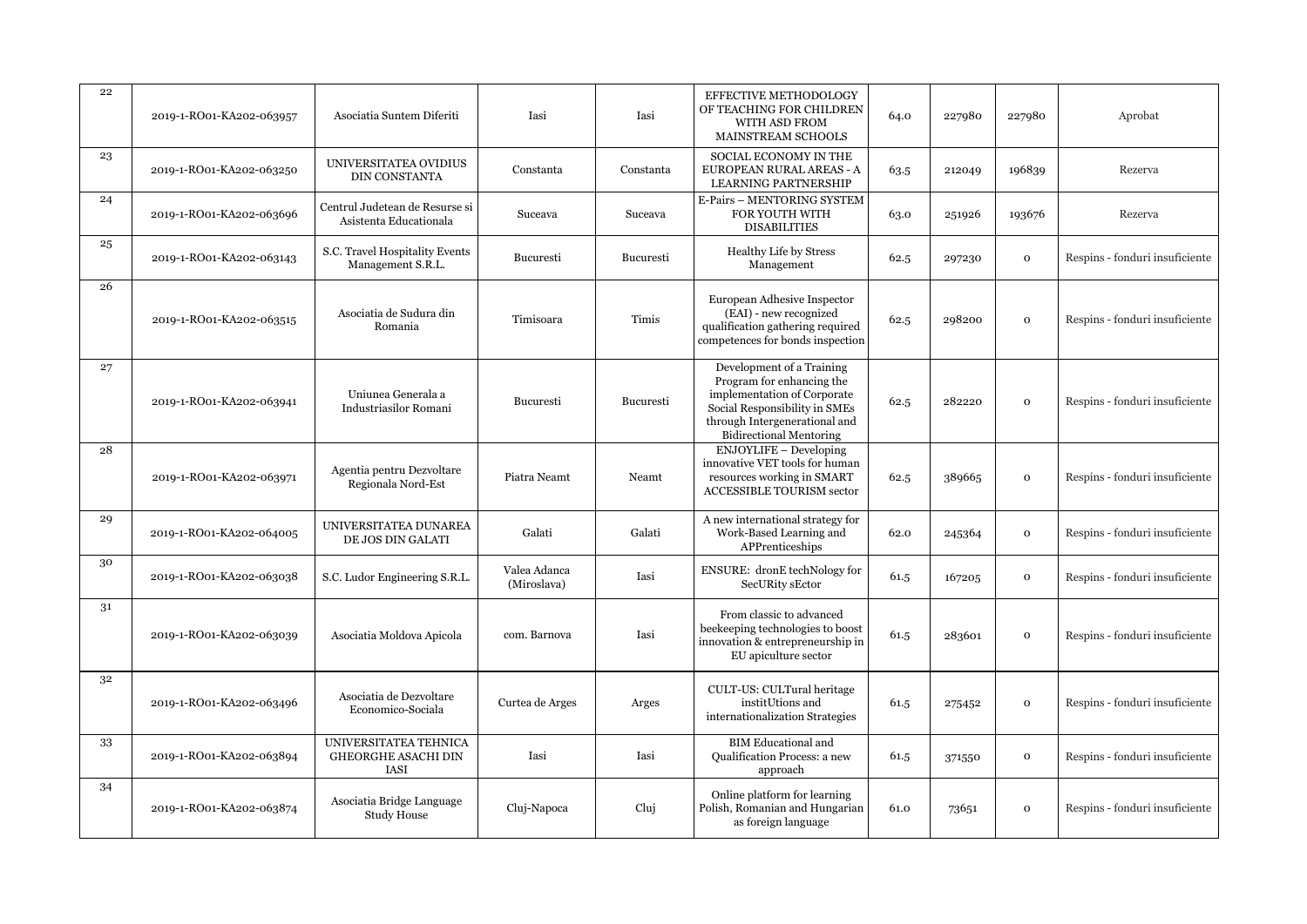| | | | | | | | | | |
|---|---|---|---|---|---|---|---|---|---|
| 22 | 2019-1-RO01-KA202-063957 | Asociatia Suntem Diferiti | Iasi | Iasi | EFFECTIVE METHODOLOGY OF TEACHING FOR CHILDREN WITH ASD FROM MAINSTREAM SCHOOLS | 64.0 | 227980 | 227980 | Aprobat |
| 23 | 2019-1-RO01-KA202-063250 | UNIVERSITATEA OVIDIUS DIN CONSTANTA | Constanta | Constanta | SOCIAL ECONOMY IN THE EUROPEAN RURAL AREAS - A LEARNING PARTNERSHIP | 63.5 | 212049 | 196839 | Rezerva |
| 24 | 2019-1-RO01-KA202-063696 | Centrul Judetean de Resurse si Asistenta Educationala | Suceava | Suceava | E-Pairs – MENTORING SYSTEM FOR YOUTH WITH DISABILITIES | 63.0 | 251926 | 193676 | Rezerva |
| 25 | 2019-1-RO01-KA202-063143 | S.C. Travel Hospitality Events Management S.R.L. | Bucuresti | Bucuresti | Healthy Life by Stress Management | 62.5 | 297230 | 0 | Respins - fonduri insuficiente |
| 26 | 2019-1-RO01-KA202-063515 | Asociatia de Sudura din Romania | Timisoara | Timis | European Adhesive Inspector (EAI) - new recognized qualification gathering required competences for bonds inspection | 62.5 | 298200 | 0 | Respins - fonduri insuficiente |
| 27 | 2019-1-RO01-KA202-063941 | Uniunea Generala a Industriasilor Romani | Bucuresti | Bucuresti | Development of a Training Program for enhancing the implementation of Corporate Social Responsibility in SMEs through Intergenerational and Bidirectional Mentoring | 62.5 | 282220 | 0 | Respins - fonduri insuficiente |
| 28 | 2019-1-RO01-KA202-063971 | Agentia pentru Dezvoltare Regionala Nord-Est | Piatra Neamt | Neamt | ENJOYLIFE – Developing innovative VET tools for human resources working in SMART ACCESSIBLE TOURISM sector | 62.5 | 389665 | 0 | Respins - fonduri insuficiente |
| 29 | 2019-1-RO01-KA202-064005 | UNIVERSITATEA DUNAREA DE JOS DIN GALATI | Galati | Galati | A new international strategy for Work-Based Learning and APPrenticeships | 62.0 | 245364 | 0 | Respins - fonduri insuficiente |
| 30 | 2019-1-RO01-KA202-063038 | S.C. Ludor Engineering S.R.L. | Valea Adanca (Miroslava) | Iasi | ENSURE: dronE techNology for SecURity sEctor | 61.5 | 167205 | 0 | Respins - fonduri insuficiente |
| 31 | 2019-1-RO01-KA202-063039 | Asociatia Moldova Apicola | com. Barnova | Iasi | From classic to advanced beekeeping technologies to boost innovation & entrepreneurship in EU apiculture sector | 61.5 | 283601 | 0 | Respins - fonduri insuficiente |
| 32 | 2019-1-RO01-KA202-063496 | Asociatia de Dezvoltare Economico-Sociala | Curtea de Arges | Arges | CULT-US: CULTural heritage institUtions and internationalization Strategies | 61.5 | 275452 | 0 | Respins - fonduri insuficiente |
| 33 | 2019-1-RO01-KA202-063894 | UNIVERSITATEA TEHNICA GHEORGHE ASACHI DIN IASI | Iasi | Iasi | BIM Educational and Qualification Process: a new approach | 61.5 | 371550 | 0 | Respins - fonduri insuficiente |
| 34 | 2019-1-RO01-KA202-063874 | Asociatia Bridge Language Study House | Cluj-Napoca | Cluj | Online platform for learning Polish, Romanian and Hungarian as foreign language | 61.0 | 73651 | 0 | Respins - fonduri insuficiente |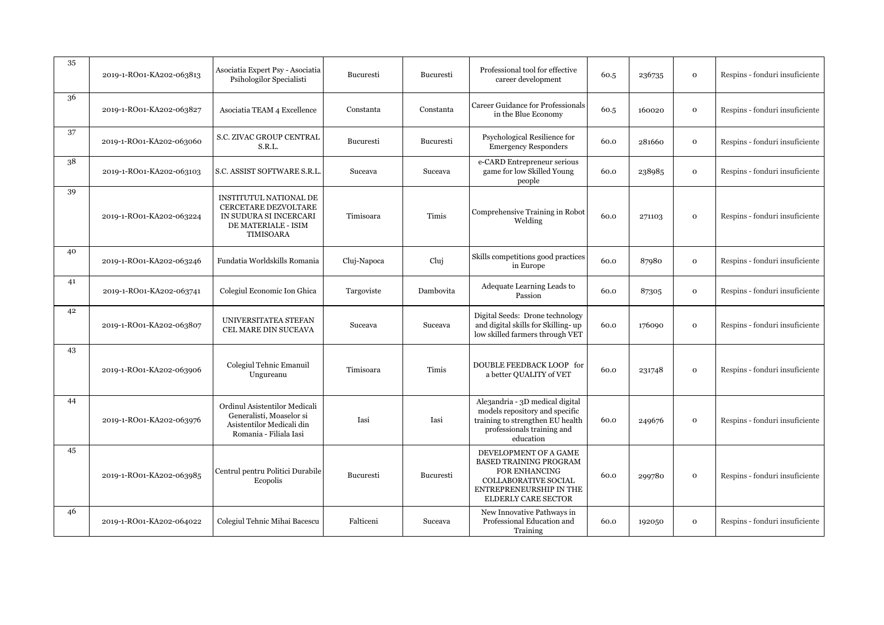| 35 | 2019-1-RO01-KA202-063813 | Asociatia Expert Psy - Asociatia Psihologilor Specialisti | Bucuresti | Bucuresti | Professional tool for effective career development | 60.5 | 236735 | 0 | Respins - fonduri insuficiente |
|---|---|---|---|---|---|---|---|---|---|
| 36 | 2019-1-RO01-KA202-063827 | Asociatia TEAM 4 Excellence | Constanta | Constanta | Career Guidance for Professionals in the Blue Economy | 60.5 | 160020 | 0 | Respins - fonduri insuficiente |
| 37 | 2019-1-RO01-KA202-063060 | S.C. ZIVAC GROUP CENTRAL S.R.L. | Bucuresti | Bucuresti | Psychological Resilience for Emergency Responders | 60.0 | 281660 | 0 | Respins - fonduri insuficiente |
| 38 | 2019-1-RO01-KA202-063103 | S.C. ASSIST SOFTWARE S.R.L. | Suceava | Suceava | e-CARD Entrepreneur serious game for low Skilled Young people | 60.0 | 238985 | 0 | Respins - fonduri insuficiente |
| 39 | 2019-1-RO01-KA202-063224 | INSTITUTUL NATIONAL DE CERCETARE DEZVOLTARE IN SUDURA SI INCERCARI DE MATERIALE - ISIM TIMISOARA | Timisoara | Timis | Comprehensive Training in Robot Welding | 60.0 | 271103 | 0 | Respins - fonduri insuficiente |
| 40 | 2019-1-RO01-KA202-063246 | Fundatia Worldskills Romania | Cluj-Napoca | Cluj | Skills competitions good practices in Europe | 60.0 | 87980 | 0 | Respins - fonduri insuficiente |
| 41 | 2019-1-RO01-KA202-063741 | Colegiul Economic Ion Ghica | Targoviste | Dambovita | Adequate Learning Leads to Passion | 60.0 | 87305 | 0 | Respins - fonduri insuficiente |
| 42 | 2019-1-RO01-KA202-063807 | UNIVERSITATEA STEFAN CEL MARE DIN SUCEAVA | Suceava | Suceava | Digital Seeds: Drone technology and digital skills for Skilling- up low skilled farmers through VET | 60.0 | 176090 | 0 | Respins - fonduri insuficiente |
| 43 | 2019-1-RO01-KA202-063906 | Colegiul Tehnic Emanuil Ungureanu | Timisoara | Timis | DOUBLE FEEDBACK LOOP for a better QUALITY of VET | 60.0 | 231748 | 0 | Respins - fonduri insuficiente |
| 44 | 2019-1-RO01-KA202-063976 | Ordinul Asistentilor Medicali Generalisti, Moaselor si Asistentilor Medicali din Romania - Filiala Iasi | Iasi | Iasi | Ale3andria - 3D medical digital models repository and specific training to strengthen EU health professionals training and education | 60.0 | 249676 | 0 | Respins - fonduri insuficiente |
| 45 | 2019-1-RO01-KA202-063985 | Centrul pentru Politici Durabile Ecopolis | Bucuresti | Bucuresti | DEVELOPMENT OF A GAME BASED TRAINING PROGRAM FOR ENHANCING COLLABORATIVE SOCIAL ENTREPRENEURSHIP IN THE ELDERLY CARE SECTOR | 60.0 | 299780 | 0 | Respins - fonduri insuficiente |
| 46 | 2019-1-RO01-KA202-064022 | Colegiul Tehnic Mihai Bacescu | Falticeni | Suceava | New Innovative Pathways in Professional Education and Training | 60.0 | 192050 | 0 | Respins - fonduri insuficiente |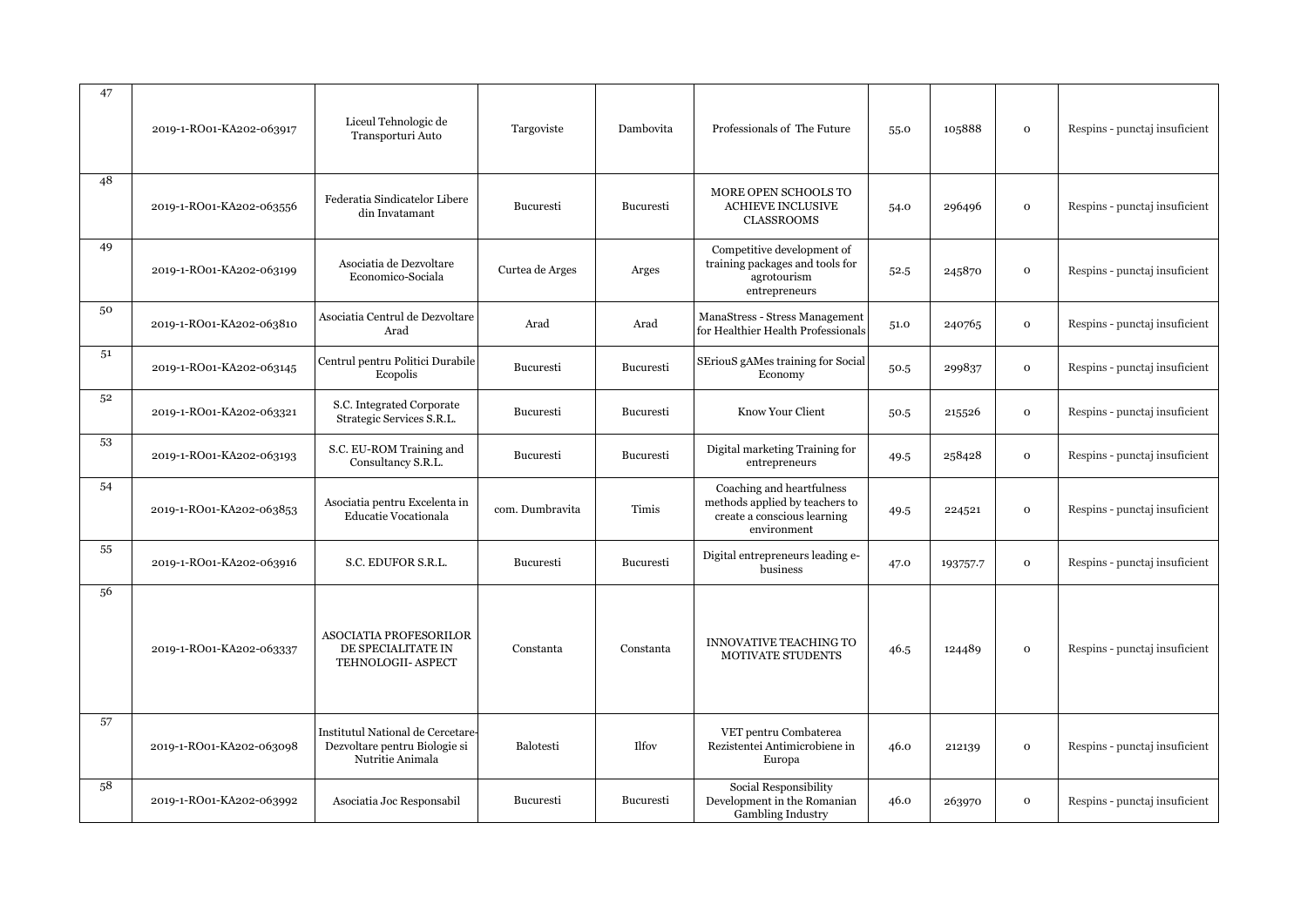| 47 | 2019-1-RO01-KA202-063917 | Liceul Tehnologic de Transporturi Auto | Targoviste | Dambovita | Professionals of The Future | 55.0 | 105888 | 0 | Respins - punctaj insuficient |
|---|---|---|---|---|---|---|---|---|---|
| 48 | 2019-1-RO01-KA202-063556 | Federatia Sindicatelor Libere din Invatamant | Bucuresti | Bucuresti | MORE OPEN SCHOOLS TO ACHIEVE INCLUSIVE CLASSROOMS | 54.0 | 296496 | 0 | Respins - punctaj insuficient |
| 49 | 2019-1-RO01-KA202-063199 | Asociatia de Dezvoltare Economico-Sociala | Curtea de Arges | Arges | Competitive development of training packages and tools for agrotourism entrepreneurs | 52.5 | 245870 | 0 | Respins - punctaj insuficient |
| 50 | 2019-1-RO01-KA202-063810 | Asociatia Centrul de Dezvoltare Arad | Arad | Arad | ManaStress - Stress Management for Healthier Health Professionals | 51.0 | 240765 | 0 | Respins - punctaj insuficient |
| 51 | 2019-1-RO01-KA202-063145 | Centrul pentru Politici Durabile Ecopolis | Bucuresti | Bucuresti | SEriouS gAMes training for Social Economy | 50.5 | 299837 | 0 | Respins - punctaj insuficient |
| 52 | 2019-1-RO01-KA202-063321 | S.C. Integrated Corporate Strategic Services S.R.L. | Bucuresti | Bucuresti | Know Your Client | 50.5 | 215526 | 0 | Respins - punctaj insuficient |
| 53 | 2019-1-RO01-KA202-063193 | S.C. EU-ROM Training and Consultancy S.R.L. | Bucuresti | Bucuresti | Digital marketing Training for entrepreneurs | 49.5 | 258428 | 0 | Respins - punctaj insuficient |
| 54 | 2019-1-RO01-KA202-063853 | Asociatia pentru Excelenta in Educatie Vocationala | com. Dumbravita | Timis | Coaching and heartfulness methods applied by teachers to create a conscious learning environment | 49.5 | 224521 | 0 | Respins - punctaj insuficient |
| 55 | 2019-1-RO01-KA202-063916 | S.C. EDUFOR S.R.L. | Bucuresti | Bucuresti | Digital entrepreneurs leading e-business | 47.0 | 193757.7 | 0 | Respins - punctaj insuficient |
| 56 | 2019-1-RO01-KA202-063337 | ASOCIATIA PROFESORILOR DE SPECIALITATE IN TEHNOLOGII- ASPECT | Constanta | Constanta | INNOVATIVE TEACHING TO MOTIVATE STUDENTS | 46.5 | 124489 | 0 | Respins - punctaj insuficient |
| 57 | 2019-1-RO01-KA202-063098 | Institutul National de Cercetare-Dezvoltare pentru Biologie si Nutritie Animala | Balotesti | Ilfov | VET pentru Combaterea Rezistentei Antimicrobiene in Europa | 46.0 | 212139 | 0 | Respins - punctaj insuficient |
| 58 | 2019-1-RO01-KA202-063992 | Asociatia Joc Responsabil | Bucuresti | Bucuresti | Social Responsibility Development in the Romanian Gambling Industry | 46.0 | 263970 | 0 | Respins - punctaj insuficient |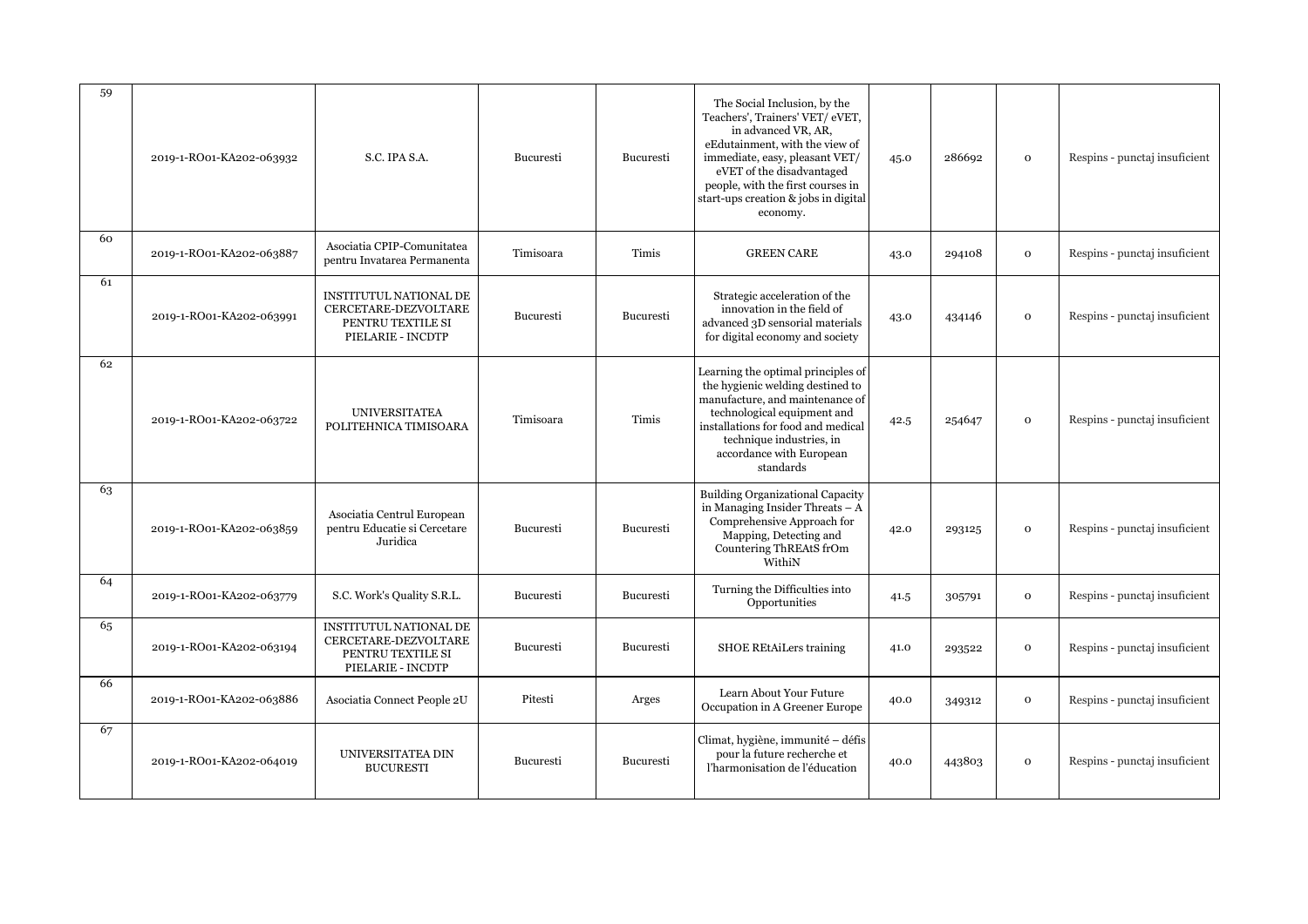| | | | | | | | | | |
|---|---|---|---|---|---|---|---|---|---|
| 59 | 2019-1-RO01-KA202-063932 | S.C. IPA S.A. | Bucuresti | Bucuresti | The Social Inclusion, by the Teachers', Trainers' VET/ eVET, in advanced VR, AR, eEdutainment, with the view of immediate, easy, pleasant VET/ eVET of the disadvantaged people, with the first courses in start-ups creation & jobs in digital economy. | 45.0 | 286692 | 0 | Respins - punctaj insuficient |
| 60 | 2019-1-RO01-KA202-063887 | Asociatia CPIP-Comunitatea pentru Invatarea Permanenta | Timisoara | Timis | GREEN CARE | 43.0 | 294108 | 0 | Respins - punctaj insuficient |
| 61 | 2019-1-RO01-KA202-063991 | INSTITUTUL NATIONAL DE CERCETARE-DEZVOLTARE PENTRU TEXTILE SI PIELARIE - INCDTP | Bucuresti | Bucuresti | Strategic acceleration of the innovation in the field of advanced 3D sensorial materials for digital economy and society | 43.0 | 434146 | 0 | Respins - punctaj insuficient |
| 62 | 2019-1-RO01-KA202-063722 | UNIVERSITATEA POLITEHNICA TIMISOARA | Timisoara | Timis | Learning the optimal principles of the hygienic welding destined to manufacture, and maintenance of technological equipment and installations for food and medical technique industries, in accordance with European standards | 42.5 | 254647 | 0 | Respins - punctaj insuficient |
| 63 | 2019-1-RO01-KA202-063859 | Asociatia Centrul European pentru Educatie si Cercetare Juridica | Bucuresti | Bucuresti | Building Organizational Capacity in Managing Insider Threats – A Comprehensive Approach for Mapping, Detecting and Countering ThREAtS frOm WithiN | 42.0 | 293125 | 0 | Respins - punctaj insuficient |
| 64 | 2019-1-RO01-KA202-063779 | S.C. Work's Quality S.R.L. | Bucuresti | Bucuresti | Turning the Difficulties into Opportunities | 41.5 | 305791 | 0 | Respins - punctaj insuficient |
| 65 | 2019-1-RO01-KA202-063194 | INSTITUTUL NATIONAL DE CERCETARE-DEZVOLTARE PENTRU TEXTILE SI PIELARIE - INCDTP | Bucuresti | Bucuresti | SHOE REtAiLers training | 41.0 | 293522 | 0 | Respins - punctaj insuficient |
| 66 | 2019-1-RO01-KA202-063886 | Asociatia Connect People 2U | Pitesti | Arges | Learn About Your Future Occupation in A Greener Europe | 40.0 | 349312 | 0 | Respins - punctaj insuficient |
| 67 | 2019-1-RO01-KA202-064019 | UNIVERSITATEA DIN BUCURESTI | Bucuresti | Bucuresti | Climat, hygiène, immunité – défis pour la future recherche et l'harmonisation de l'éducation | 40.0 | 443803 | 0 | Respins - punctaj insuficient |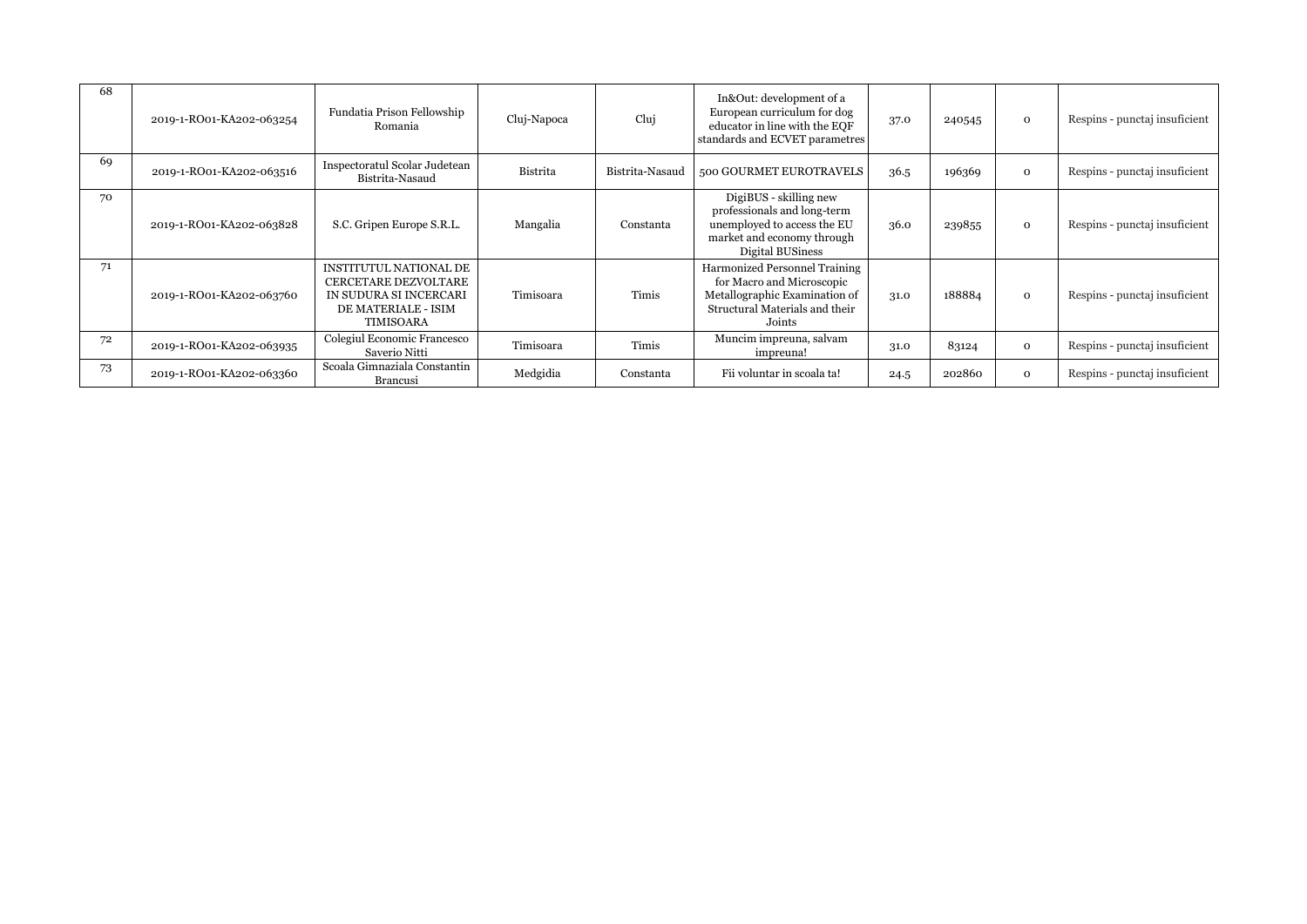| | | | | | | | | | |
|---|---|---|---|---|---|---|---|---|---|
| 68 | 2019-1-RO01-KA202-063254 | Fundatia Prison Fellowship Romania | Cluj-Napoca | Cluj | In&Out: development of a European curriculum for dog educator in line with the EQF standards and ECVET parametres | 37.0 | 240545 | 0 | Respins - punctaj insuficient |
| 69 | 2019-1-RO01-KA202-063516 | Inspectoratul Scolar Judetean Bistrita-Nasaud | Bistrita | Bistrita-Nasaud | 500 GOURMET EUROTRAVELS | 36.5 | 196369 | 0 | Respins - punctaj insuficient |
| 70 | 2019-1-RO01-KA202-063828 | S.C. Gripen Europe S.R.L. | Mangalia | Constanta | DigiBUS - skilling new professionals and long-term unemployed to access the EU market and economy through Digital BUSiness | 36.0 | 239855 | 0 | Respins - punctaj insuficient |
| 71 | 2019-1-RO01-KA202-063760 | INSTITUTUL NATIONAL DE CERCETARE DEZVOLTARE IN SUDURA SI INCERCARI DE MATERIALE - ISIM TIMISOARA | Timisoara | Timis | Harmonized Personnel Training for Macro and Microscopic Metallographic Examination of Structural Materials and their Joints | 31.0 | 188884 | 0 | Respins - punctaj insuficient |
| 72 | 2019-1-RO01-KA202-063935 | Colegiul Economic Francesco Saverio Nitti | Timisoara | Timis | Muncim impreuna, salvam impreuna! | 31.0 | 83124 | 0 | Respins - punctaj insuficient |
| 73 | 2019-1-RO01-KA202-063360 | Scoala Gimnaziala Constantin Brancusi | Medgidia | Constanta | Fii voluntar in scoala ta! | 24.5 | 202860 | 0 | Respins - punctaj insuficient |